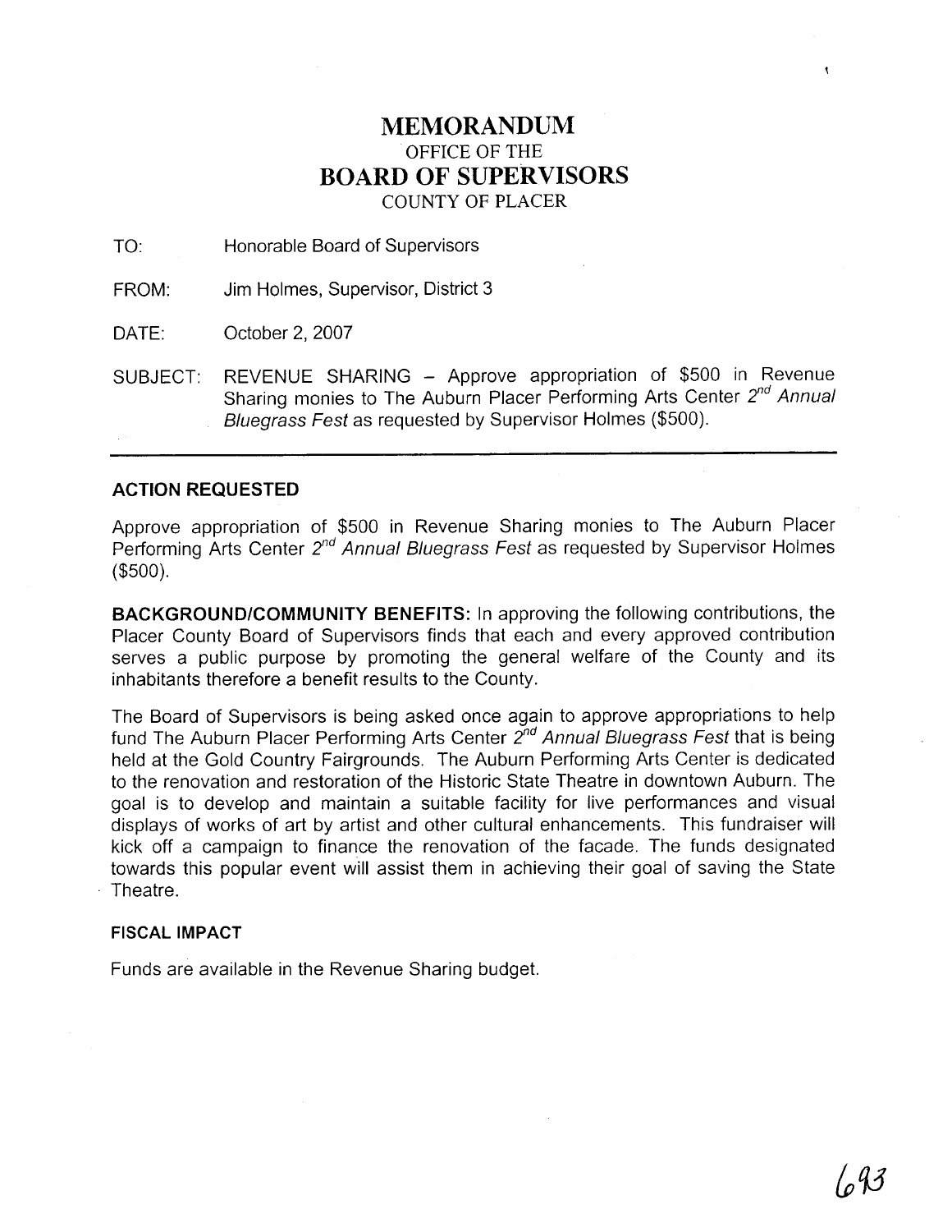# MEMORANDUM
OFFICE OF THE
## BOARD OF SUPERVISORS
COUNTY OF PLACER

TO: Honorable Board of Supervisors

FROM: Jim Holmes, Supervisor, District 3

DATE: October 2, 2007

SUBJECT: REVENUE SHARING – Approve appropriation of $500 in Revenue Sharing monies to The Auburn Placer Performing Arts Center *2nd Annual Bluegrass Fest* as requested by Supervisor Holmes ($500).

---

### ACTION REQUESTED

Approve appropriation of $500 in Revenue Sharing monies to The Auburn Placer Performing Arts Center *2nd Annual Bluegrass Fest* as requested by Supervisor Holmes ($500).

**BACKGROUND/COMMUNITY BENEFITS:** In approving the following contributions, the Placer County Board of Supervisors finds that each and every approved contribution serves a public purpose by promoting the general welfare of the County and its inhabitants therefore a benefit results to the County.

The Board of Supervisors is being asked once again to approve appropriations to help fund The Auburn Placer Performing Arts Center *2nd Annual Bluegrass Fest* that is being held at the Gold Country Fairgrounds. The Auburn Performing Arts Center is dedicated to the renovation and restoration of the Historic State Theatre in downtown Auburn. The goal is to develop and maintain a suitable facility for live performances and visual displays of works of art by artist and other cultural enhancements. This fundraiser will kick off a campaign to finance the renovation of the facade. The funds designated towards this popular event will assist them in achieving their goal of saving the State Theatre.

### FISCAL IMPACT

Funds are available in the Revenue Sharing budget.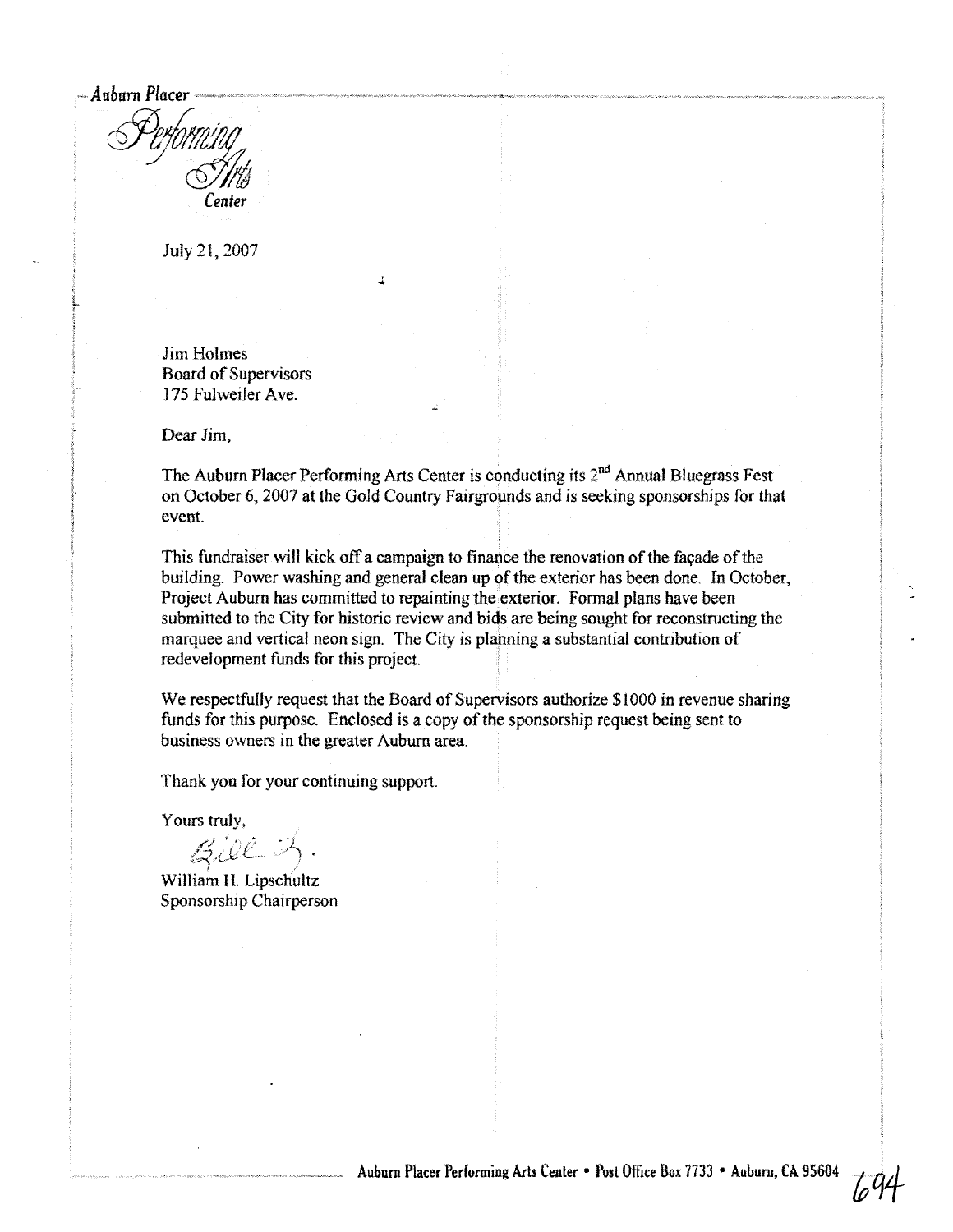Auburn Placer

*Performing Arts*

Center

July 21, 2007

Jim Holmes
Board of Supervisors
175 Fulweiler Ave.

Dear Jim,

The Auburn Placer Performing Arts Center is conducting its 2nd Annual Bluegrass Fest on October 6, 2007 at the Gold Country Fairgrounds and is seeking sponsorships for that event.

This fundraiser will kick off a campaign to finance the renovation of the façade of the building. Power washing and general clean up of the exterior has been done. In October, Project Auburn has committed to repainting the exterior. Formal plans have been submitted to the City for historic review and bids are being sought for reconstructing the marquee and vertical neon sign. The City is planning a substantial contribution of redevelopment funds for this project.

We respectfully request that the Board of Supervisors authorize $1000 in revenue sharing funds for this purpose. Enclosed is a copy of the sponsorship request being sent to business owners in the greater Auburn area.

Thank you for your continuing support.

Yours truly,

Bill L.

William H. Lipschultz
Sponsorship Chairperson

Auburn Placer Performing Arts Center • Post Office Box 7733 • Auburn, CA 95604